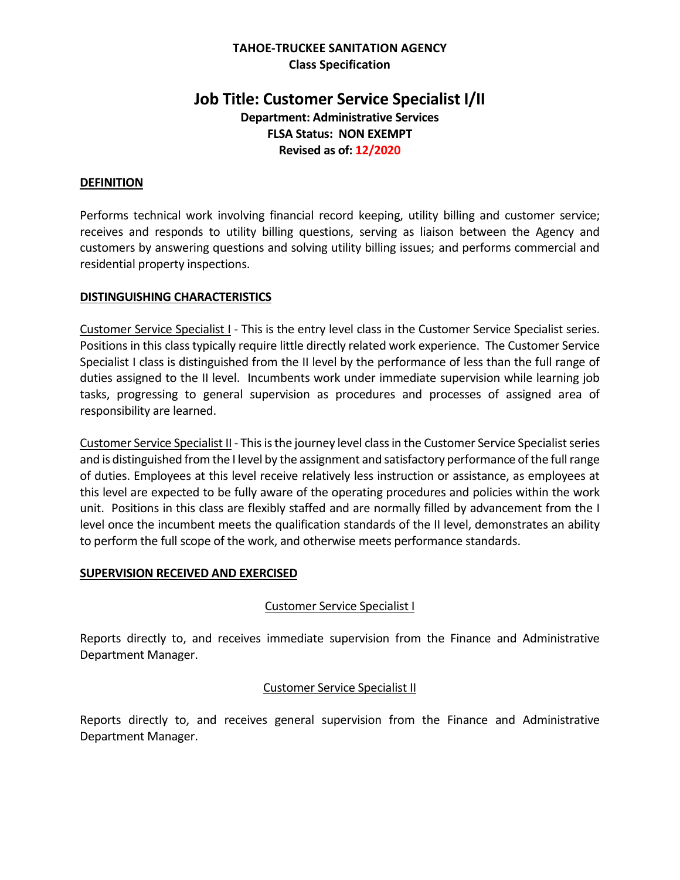**TAHOE-TRUCKEE SANITATION AGENCY**
**Class Specification**

# Job Title: Customer Service Specialist I/II

**Department: Administrative Services**
**FLSA Status: NON EXEMPT**
**Revised as of: 12/2020**

## DEFINITION

Performs technical work involving financial record keeping, utility billing and customer service; receives and responds to utility billing questions, serving as liaison between the Agency and customers by answering questions and solving utility billing issues; and performs commercial and residential property inspections.

## DISTINGUISHING CHARACTERISTICS

Customer Service Specialist I - This is the entry level class in the Customer Service Specialist series. Positions in this class typically require little directly related work experience. The Customer Service Specialist I class is distinguished from the II level by the performance of less than the full range of duties assigned to the II level. Incumbents work under immediate supervision while learning job tasks, progressing to general supervision as procedures and processes of assigned area of responsibility are learned.

Customer Service Specialist II - This is the journey level class in the Customer Service Specialist series and is distinguished from the I level by the assignment and satisfactory performance of the full range of duties. Employees at this level receive relatively less instruction or assistance, as employees at this level are expected to be fully aware of the operating procedures and policies within the work unit. Positions in this class are flexibly staffed and are normally filled by advancement from the I level once the incumbent meets the qualification standards of the II level, demonstrates an ability to perform the full scope of the work, and otherwise meets performance standards.

## SUPERVISION RECEIVED AND EXERCISED

Customer Service Specialist I

Reports directly to, and receives immediate supervision from the Finance and Administrative Department Manager.

Customer Service Specialist II

Reports directly to, and receives general supervision from the Finance and Administrative Department Manager.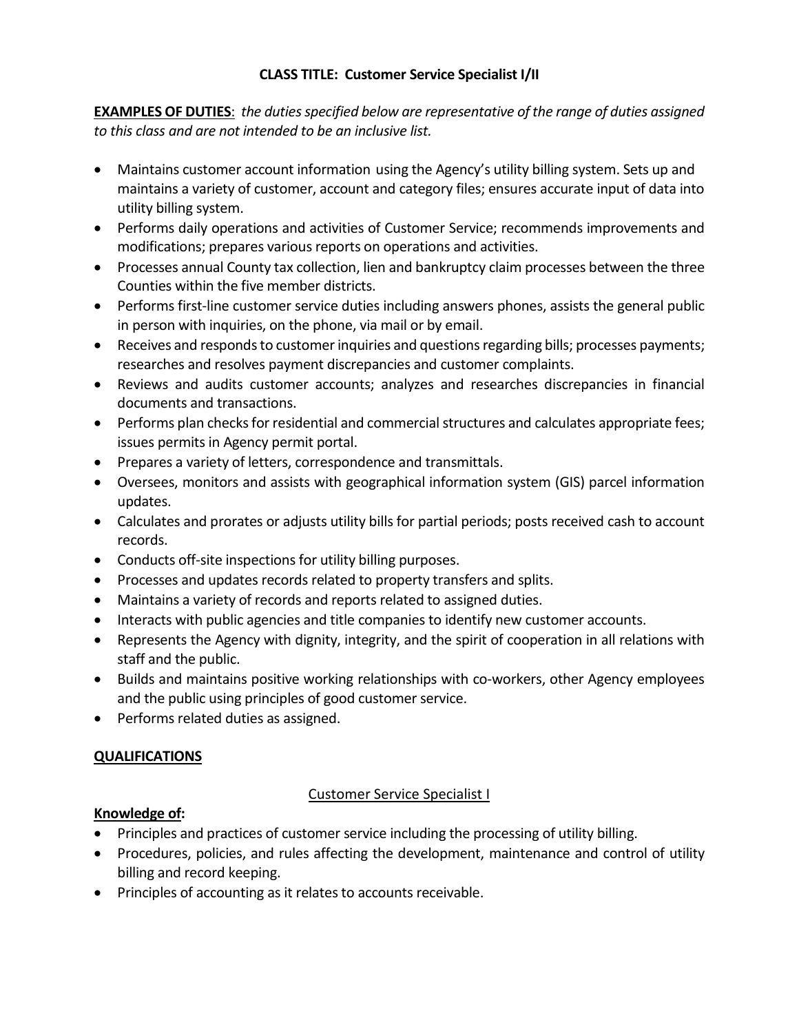**CLASS TITLE: Customer Service Specialist I/II**

**EXAMPLES OF DUTIES**: *the duties specified below are representative of the range of duties assigned to this class and are not intended to be an inclusive list.*

- Maintains customer account information using the Agency's utility billing system. Sets up and maintains a variety of customer, account and category files; ensures accurate input of data into utility billing system.
- Performs daily operations and activities of Customer Service; recommends improvements and modifications; prepares various reports on operations and activities.
- Processes annual County tax collection, lien and bankruptcy claim processes between the three Counties within the five member districts.
- Performs first-line customer service duties including answers phones, assists the general public in person with inquiries, on the phone, via mail or by email.
- Receives and responds to customer inquiries and questions regarding bills; processes payments; researches and resolves payment discrepancies and customer complaints.
- Reviews and audits customer accounts; analyzes and researches discrepancies in financial documents and transactions.
- Performs plan checks for residential and commercial structures and calculates appropriate fees; issues permits in Agency permit portal.
- Prepares a variety of letters, correspondence and transmittals.
- Oversees, monitors and assists with geographical information system (GIS) parcel information updates.
- Calculates and prorates or adjusts utility bills for partial periods; posts received cash to account records.
- Conducts off-site inspections for utility billing purposes.
- Processes and updates records related to property transfers and splits.
- Maintains a variety of records and reports related to assigned duties.
- Interacts with public agencies and title companies to identify new customer accounts.
- Represents the Agency with dignity, integrity, and the spirit of cooperation in all relations with staff and the public.
- Builds and maintains positive working relationships with co-workers, other Agency employees and the public using principles of good customer service.
- Performs related duties as assigned.

**QUALIFICATIONS**

Customer Service Specialist I

**Knowledge of:**

- Principles and practices of customer service including the processing of utility billing.
- Procedures, policies, and rules affecting the development, maintenance and control of utility billing and record keeping.
- Principles of accounting as it relates to accounts receivable.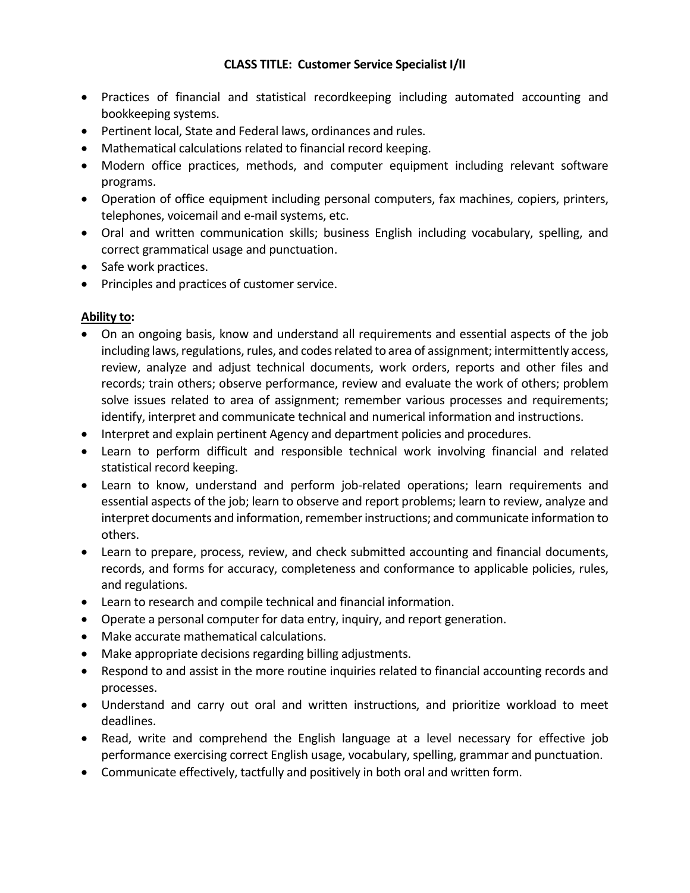**CLASS TITLE: Customer Service Specialist I/II**

- Practices of financial and statistical recordkeeping including automated accounting and bookkeeping systems.
- Pertinent local, State and Federal laws, ordinances and rules.
- Mathematical calculations related to financial record keeping.
- Modern office practices, methods, and computer equipment including relevant software programs.
- Operation of office equipment including personal computers, fax machines, copiers, printers, telephones, voicemail and e-mail systems, etc.
- Oral and written communication skills; business English including vocabulary, spelling, and correct grammatical usage and punctuation.
- Safe work practices.
- Principles and practices of customer service.

**Ability to:**

- On an ongoing basis, know and understand all requirements and essential aspects of the job including laws, regulations, rules, and codes related to area of assignment; intermittently access, review, analyze and adjust technical documents, work orders, reports and other files and records; train others; observe performance, review and evaluate the work of others; problem solve issues related to area of assignment; remember various processes and requirements; identify, interpret and communicate technical and numerical information and instructions.
- Interpret and explain pertinent Agency and department policies and procedures.
- Learn to perform difficult and responsible technical work involving financial and related statistical record keeping.
- Learn to know, understand and perform job-related operations; learn requirements and essential aspects of the job; learn to observe and report problems; learn to review, analyze and interpret documents and information, remember instructions; and communicate information to others.
- Learn to prepare, process, review, and check submitted accounting and financial documents, records, and forms for accuracy, completeness and conformance to applicable policies, rules, and regulations.
- Learn to research and compile technical and financial information.
- Operate a personal computer for data entry, inquiry, and report generation.
- Make accurate mathematical calculations.
- Make appropriate decisions regarding billing adjustments.
- Respond to and assist in the more routine inquiries related to financial accounting records and processes.
- Understand and carry out oral and written instructions, and prioritize workload to meet deadlines.
- Read, write and comprehend the English language at a level necessary for effective job performance exercising correct English usage, vocabulary, spelling, grammar and punctuation.
- Communicate effectively, tactfully and positively in both oral and written form.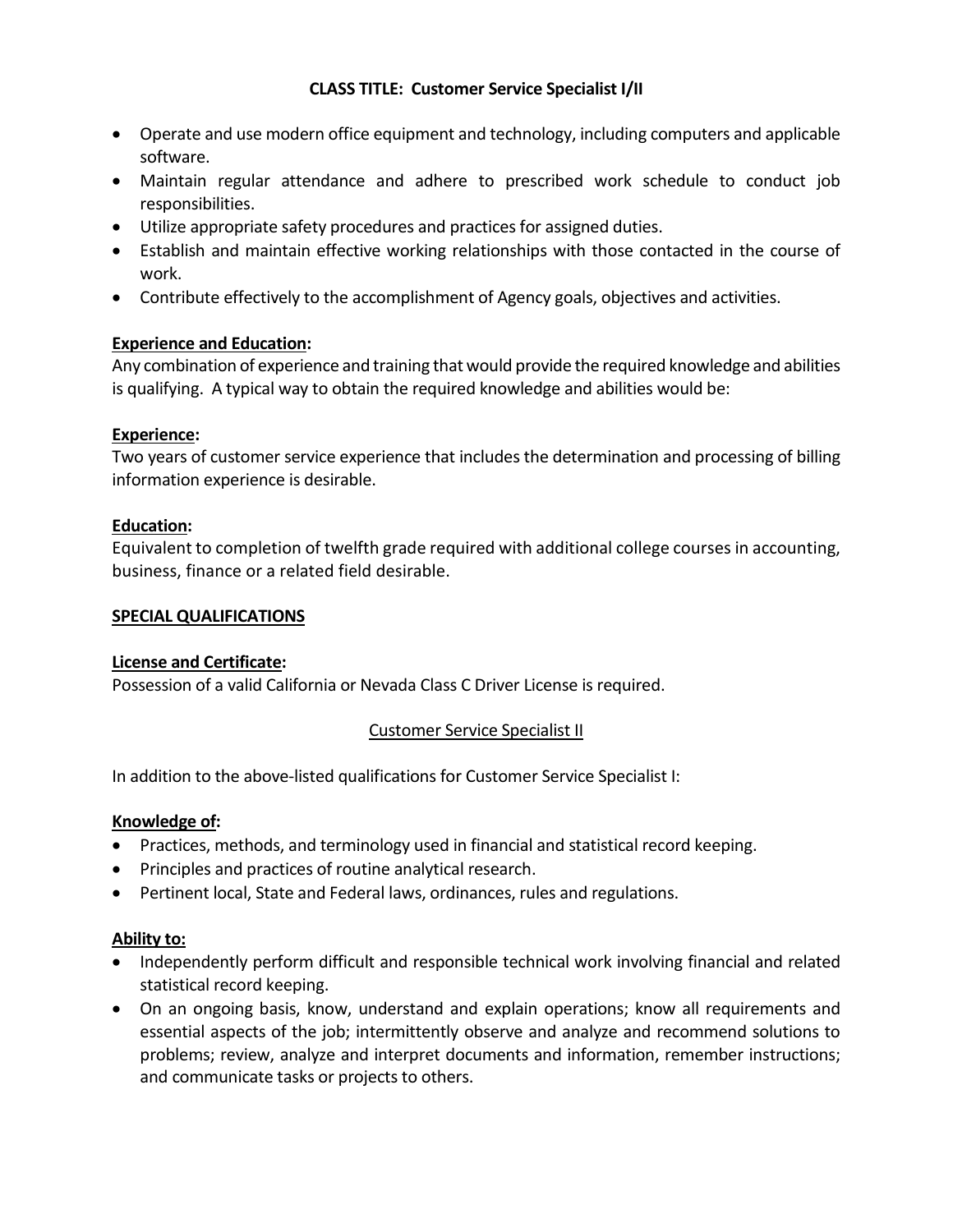**CLASS TITLE: Customer Service Specialist I/II**

- Operate and use modern office equipment and technology, including computers and applicable software.
- Maintain regular attendance and adhere to prescribed work schedule to conduct job responsibilities.
- Utilize appropriate safety procedures and practices for assigned duties.
- Establish and maintain effective working relationships with those contacted in the course of work.
- Contribute effectively to the accomplishment of Agency goals, objectives and activities.

**Experience and Education:**
Any combination of experience and training that would provide the required knowledge and abilities is qualifying. A typical way to obtain the required knowledge and abilities would be:

**Experience:**
Two years of customer service experience that includes the determination and processing of billing information experience is desirable.

**Education:**
Equivalent to completion of twelfth grade required with additional college courses in accounting, business, finance or a related field desirable.

**SPECIAL QUALIFICATIONS**

**License and Certificate:**
Possession of a valid California or Nevada Class C Driver License is required.

Customer Service Specialist II

In addition to the above-listed qualifications for Customer Service Specialist I:

**Knowledge of:**
- Practices, methods, and terminology used in financial and statistical record keeping.
- Principles and practices of routine analytical research.
- Pertinent local, State and Federal laws, ordinances, rules and regulations.

**Ability to:**
- Independently perform difficult and responsible technical work involving financial and related statistical record keeping.
- On an ongoing basis, know, understand and explain operations; know all requirements and essential aspects of the job; intermittently observe and analyze and recommend solutions to problems; review, analyze and interpret documents and information, remember instructions; and communicate tasks or projects to others.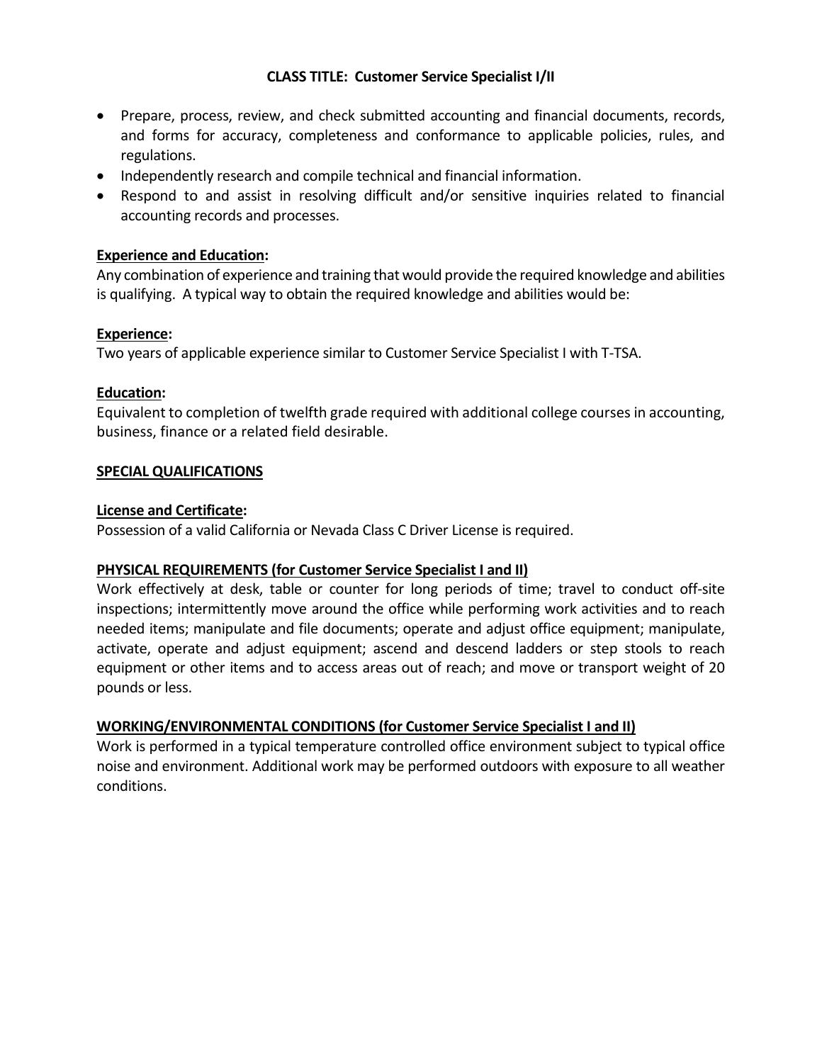**CLASS TITLE: Customer Service Specialist I/II**

- Prepare, process, review, and check submitted accounting and financial documents, records, and forms for accuracy, completeness and conformance to applicable policies, rules, and regulations.
- Independently research and compile technical and financial information.
- Respond to and assist in resolving difficult and/or sensitive inquiries related to financial accounting records and processes.

**Experience and Education:**

Any combination of experience and training that would provide the required knowledge and abilities is qualifying. A typical way to obtain the required knowledge and abilities would be:

**Experience:**

Two years of applicable experience similar to Customer Service Specialist I with T-TSA.

**Education:**

Equivalent to completion of twelfth grade required with additional college courses in accounting, business, finance or a related field desirable.

## SPECIAL QUALIFICATIONS

**License and Certificate:**

Possession of a valid California or Nevada Class C Driver License is required.

**PHYSICAL REQUIREMENTS (for Customer Service Specialist I and II)**

Work effectively at desk, table or counter for long periods of time; travel to conduct off-site inspections; intermittently move around the office while performing work activities and to reach needed items; manipulate and file documents; operate and adjust office equipment; manipulate, activate, operate and adjust equipment; ascend and descend ladders or step stools to reach equipment or other items and to access areas out of reach; and move or transport weight of 20 pounds or less.

**WORKING/ENVIRONMENTAL CONDITIONS (for Customer Service Specialist I and II)**

Work is performed in a typical temperature controlled office environment subject to typical office noise and environment. Additional work may be performed outdoors with exposure to all weather conditions.